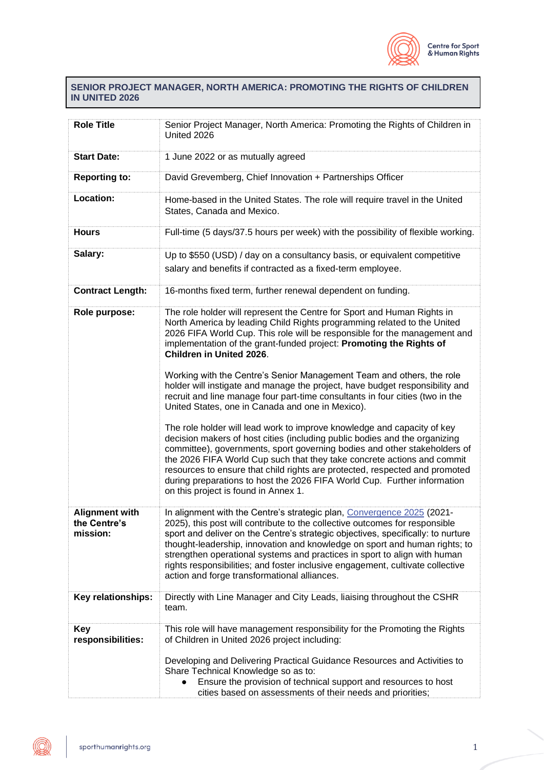## SENIOR PROJECT MANAGER, NORTH AMERICA: PROMOTING THE RIGHTS OF CHILDREN IN UNITED 2026

| | |
|---|---|
| **Role Title** | Senior Project Manager, North America: Promoting the Rights of Children in United 2026 |
| **Start Date:** | 1 June 2022 or as mutually agreed |
| **Reporting to:** | David Grevemberg, Chief Innovation + Partnerships Officer |
| **Location:** | Home-based in the United States. The role will require travel in the United States, Canada and Mexico. |
| **Hours** | Full-time (5 days/37.5 hours per week) with the possibility of flexible working. |
| **Salary:** | Up to $550 (USD) / day on a consultancy basis, or equivalent competitive salary and benefits if contracted as a fixed-term employee. |
| **Contract Length:** | 16-months fixed term, further renewal dependent on funding. |
| **Role purpose:** | The role holder will represent the Centre for Sport and Human Rights in North America by leading Child Rights programming related to the United 2026 FIFA World Cup. This role will be responsible for the management and implementation of the grant-funded project: **Promoting the Rights of Children in United 2026**.<br><br>Working with the Centre's Senior Management Team and others, the role holder will instigate and manage the project, have budget responsibility and recruit and line manage four part-time consultants in four cities (two in the United States, one in Canada and one in Mexico).<br><br>The role holder will lead work to improve knowledge and capacity of key decision makers of host cities (including public bodies and the organizing committee), governments, sport governing bodies and other stakeholders of the 2026 FIFA World Cup such that they take concrete actions and commit resources to ensure that child rights are protected, respected and promoted during preparations to host the 2026 FIFA World Cup. Further information on this project is found in Annex 1. |
| **Alignment with the Centre's mission:** | In alignment with the Centre's strategic plan, Convergence 2025 (2021-2025), this post will contribute to the collective outcomes for responsible sport and deliver on the Centre's strategic objectives, specifically: to nurture thought-leadership, innovation and knowledge on sport and human rights; to strengthen operational systems and practices in sport to align with human rights responsibilities; and foster inclusive engagement, cultivate collective action and forge transformational alliances. |
| **Key relationships:** | Directly with Line Manager and City Leads, liaising throughout the CSHR team. |
| **Key responsibilities:** | This role will have management responsibility for the Promoting the Rights of Children in United 2026 project including:<br><br>Developing and Delivering Practical Guidance Resources and Activities to Share Technical Knowledge so as to:<br>● Ensure the provision of technical support and resources to host cities based on assessments of their needs and priorities; |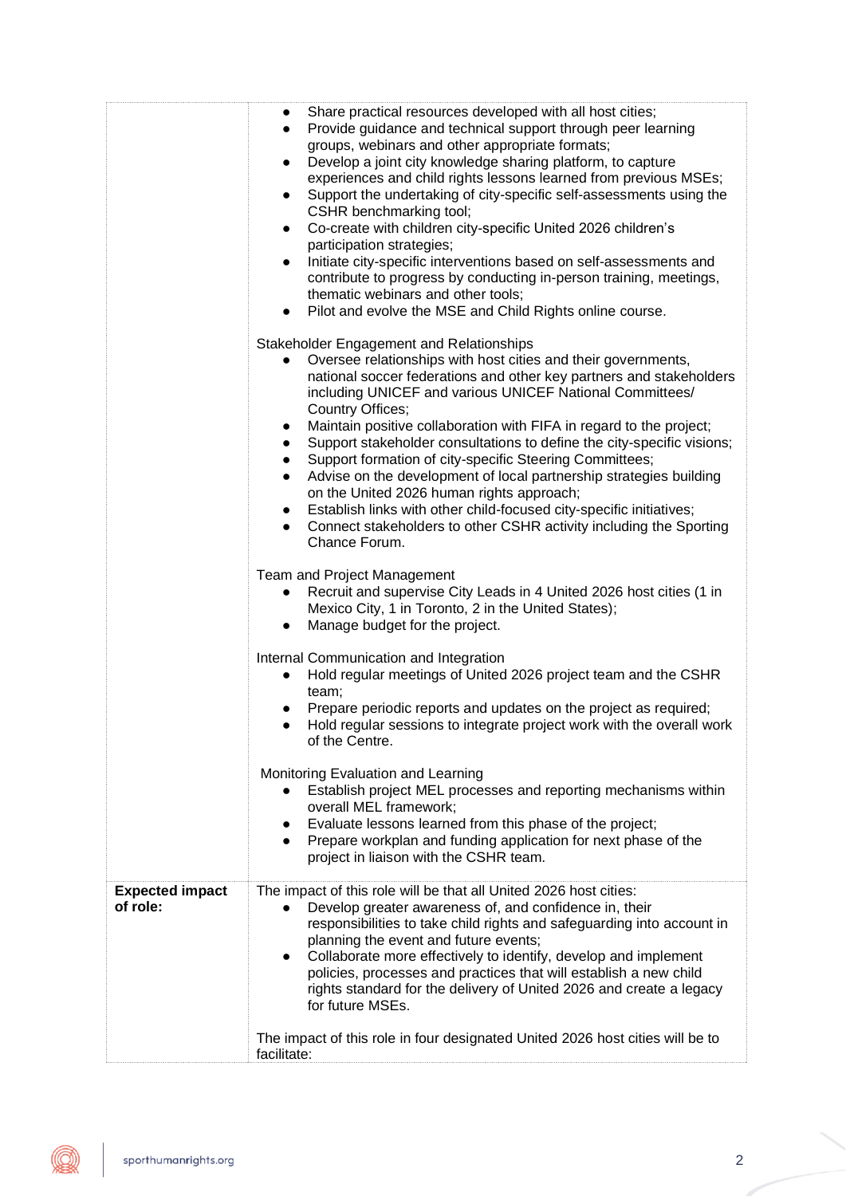| | |
|---|---|
| | • Share practical resources developed with all host cities;<br>• Provide guidance and technical support through peer learning groups, webinars and other appropriate formats;<br>• Develop a joint city knowledge sharing platform, to capture experiences and child rights lessons learned from previous MSEs;<br>• Support the undertaking of city-specific self-assessments using the CSHR benchmarking tool;<br>• Co-create with children city-specific United 2026 children's participation strategies;<br>• Initiate city-specific interventions based on self-assessments and contribute to progress by conducting in-person training, meetings, thematic webinars and other tools;<br>• Pilot and evolve the MSE and Child Rights online course.<br><br>Stakeholder Engagement and Relationships<br>• Oversee relationships with host cities and their governments, national soccer federations and other key partners and stakeholders including UNICEF and various UNICEF National Committees/ Country Offices;<br>• Maintain positive collaboration with FIFA in regard to the project;<br>• Support stakeholder consultations to define the city-specific visions;<br>• Support formation of city-specific Steering Committees;<br>• Advise on the development of local partnership strategies building on the United 2026 human rights approach;<br>• Establish links with other child-focused city-specific initiatives;<br>• Connect stakeholders to other CSHR activity including the Sporting Chance Forum.<br><br>Team and Project Management<br>• Recruit and supervise City Leads in 4 United 2026 host cities (1 in Mexico City, 1 in Toronto, 2 in the United States);<br>• Manage budget for the project.<br><br>Internal Communication and Integration<br>• Hold regular meetings of United 2026 project team and the CSHR team;<br>• Prepare periodic reports and updates on the project as required;<br>• Hold regular sessions to integrate project work with the overall work of the Centre.<br><br>Monitoring Evaluation and Learning<br>• Establish project MEL processes and reporting mechanisms within overall MEL framework;<br>• Evaluate lessons learned from this phase of the project;<br>• Prepare workplan and funding application for next phase of the project in liaison with the CSHR team. |
| **Expected impact of role:** | The impact of this role will be that all United 2026 host cities:<br>• Develop greater awareness of, and confidence in, their responsibilities to take child rights and safeguarding into account in planning the event and future events;<br>• Collaborate more effectively to identify, develop and implement policies, processes and practices that will establish a new child rights standard for the delivery of United 2026 and create a legacy for future MSEs.<br><br>The impact of this role in four designated United 2026 host cities will be to facilitate: |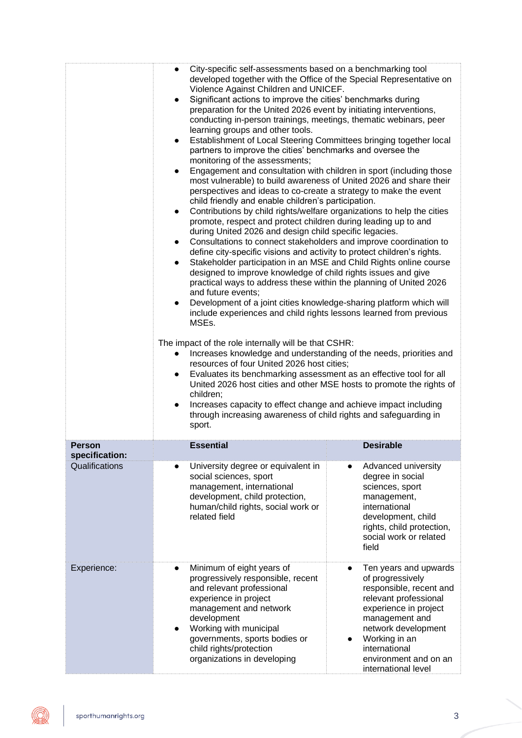| | | |
|---|---|---|
| | • City-specific self-assessments based on a benchmarking tool developed together with the Office of the Special Representative on Violence Against Children and UNICEF.<br>• Significant actions to improve the cities' benchmarks during preparation for the United 2026 event by initiating interventions, conducting in-person trainings, meetings, thematic webinars, peer learning groups and other tools.<br>• Establishment of Local Steering Committees bringing together local partners to improve the cities' benchmarks and oversee the monitoring of the assessments;<br>• Engagement and consultation with children in sport (including those most vulnerable) to build awareness of United 2026 and share their perspectives and ideas to co-create a strategy to make the event child friendly and enable children's participation.<br>• Contributions by child rights/welfare organizations to help the cities promote, respect and protect children during leading up to and during United 2026 and design child specific legacies.<br>• Consultations to connect stakeholders and improve coordination to define city-specific visions and activity to protect children's rights.<br>• Stakeholder participation in an MSE and Child Rights online course designed to improve knowledge of child rights issues and give practical ways to address these within the planning of United 2026 and future events;<br>• Development of a joint cities knowledge-sharing platform which will include experiences and child rights lessons learned from previous MSEs.<br><br>The impact of the role internally will be that CSHR:<br>• Increases knowledge and understanding of the needs, priorities and resources of four United 2026 host cities;<br>• Evaluates its benchmarking assessment as an effective tool for all United 2026 host cities and other MSE hosts to promote the rights of children;<br>• Increases capacity to effect change and achieve impact including through increasing awareness of child rights and safeguarding in sport. | |
| **Person specification:** | **Essential** | **Desirable** |
| Qualifications | • University degree or equivalent in social sciences, sport management, international development, child protection, human/child rights, social work or related field | • Advanced university degree in social sciences, sport management, international development, child rights, child protection, social work or related field |
| Experience: | • Minimum of eight years of progressively responsible, recent and relevant professional experience in project management and network development<br>• Working with municipal governments, sports bodies or child rights/protection organizations in developing | • Ten years and upwards of progressively responsible, recent and relevant professional experience in project management and network development<br>• Working in an international environment and on an international level |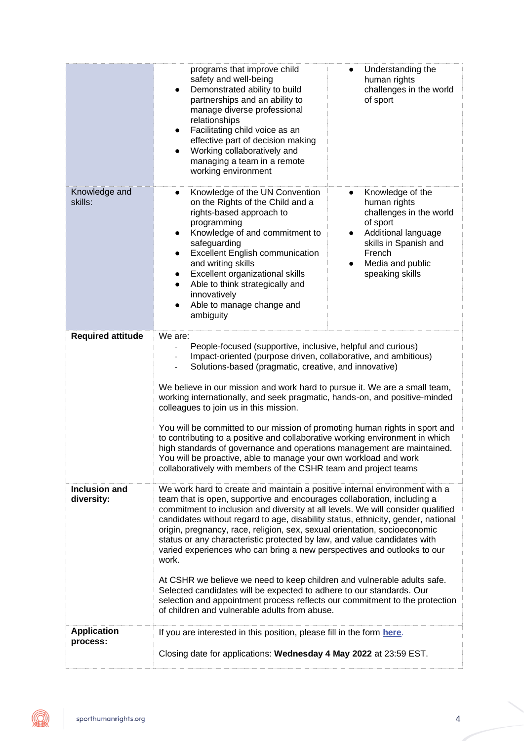| | | |
|---|---|---|
| | programs that improve child safety and well-being<br>● Demonstrated ability to build partnerships and an ability to manage diverse professional relationships<br>● Facilitating child voice as an effective part of decision making<br>● Working collaboratively and managing a team in a remote working environment | ● Understanding the human rights challenges in the world of sport |
| Knowledge and skills: | ● Knowledge of the UN Convention on the Rights of the Child and a rights-based approach to programming<br>● Knowledge of and commitment to safeguarding<br>● Excellent English communication and writing skills<br>● Excellent organizational skills<br>● Able to think strategically and innovatively<br>● Able to manage change and ambiguity | ● Knowledge of the human rights challenges in the world of sport<br>● Additional language skills in Spanish and French<br>● Media and public speaking skills |
| **Required attitude** | We are:<br>- People-focused (supportive, inclusive, helpful and curious)<br>- Impact-oriented (purpose driven, collaborative, and ambitious)<br>- Solutions-based (pragmatic, creative, and innovative)<br><br>We believe in our mission and work hard to pursue it. We are a small team, working internationally, and seek pragmatic, hands-on, and positive-minded colleagues to join us in this mission.<br><br>You will be committed to our mission of promoting human rights in sport and to contributing to a positive and collaborative working environment in which high standards of governance and operations management are maintained. You will be proactive, able to manage your own workload and work collaboratively with members of the CSHR team and project teams | |
| **Inclusion and diversity:** | We work hard to create and maintain a positive internal environment with a team that is open, supportive and encourages collaboration, including a commitment to inclusion and diversity at all levels. We will consider qualified candidates without regard to age, disability status, ethnicity, gender, national origin, pregnancy, race, religion, sex, sexual orientation, socioeconomic status or any characteristic protected by law, and value candidates with varied experiences who can bring a new perspectives and outlooks to our work.<br><br>At CSHR we believe we need to keep children and vulnerable adults safe. Selected candidates will be expected to adhere to our standards. Our selection and appointment process reflects our commitment to the protection of children and vulnerable adults from abuse. | |
| **Application process:** | If you are interested in this position, please fill in the form **here**.<br><br>Closing date for applications: **Wednesday 4 May 2022** at 23:59 EST. | |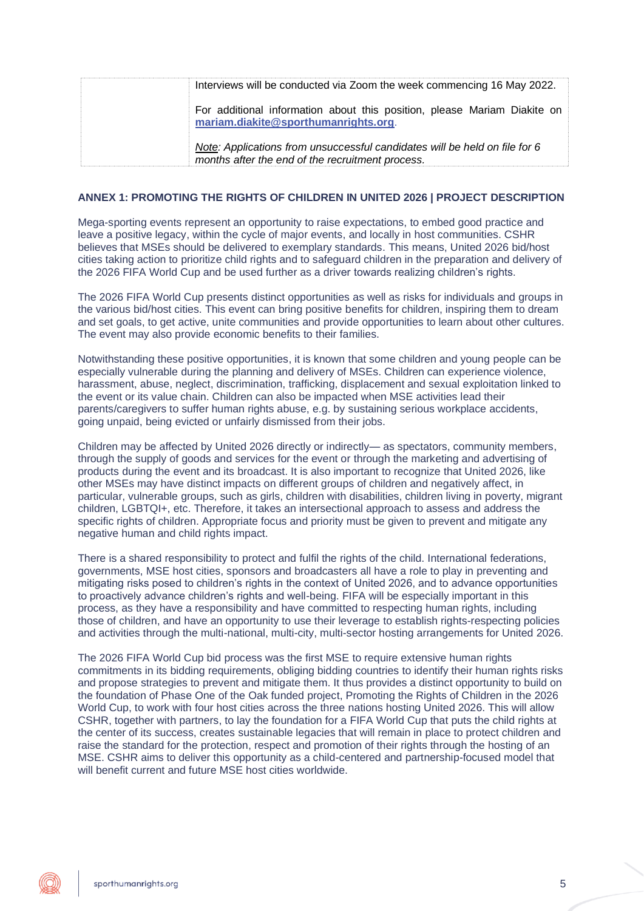| | |
|---|---|
| | Interviews will be conducted via Zoom the week commencing 16 May 2022.<br><br>For additional information about this position, please Mariam Diakite on **mariam.diakite@sporthumanrights.org**.<br><br>*Note: Applications from unsuccessful candidates will be held on file for 6 months after the end of the recruitment process.* |

**ANNEX 1: PROMOTING THE RIGHTS OF CHILDREN IN UNITED 2026 | PROJECT DESCRIPTION**

Mega-sporting events represent an opportunity to raise expectations, to embed good practice and leave a positive legacy, within the cycle of major events, and locally in host communities. CSHR believes that MSEs should be delivered to exemplary standards. This means, United 2026 bid/host cities taking action to prioritize child rights and to safeguard children in the preparation and delivery of the 2026 FIFA World Cup and be used further as a driver towards realizing children's rights.

The 2026 FIFA World Cup presents distinct opportunities as well as risks for individuals and groups in the various bid/host cities. This event can bring positive benefits for children, inspiring them to dream and set goals, to get active, unite communities and provide opportunities to learn about other cultures. The event may also provide economic benefits to their families.

Notwithstanding these positive opportunities, it is known that some children and young people can be especially vulnerable during the planning and delivery of MSEs. Children can experience violence, harassment, abuse, neglect, discrimination, trafficking, displacement and sexual exploitation linked to the event or its value chain. Children can also be impacted when MSE activities lead their parents/caregivers to suffer human rights abuse, e.g. by sustaining serious workplace accidents, going unpaid, being evicted or unfairly dismissed from their jobs.

Children may be affected by United 2026 directly or indirectly— as spectators, community members, through the supply of goods and services for the event or through the marketing and advertising of products during the event and its broadcast. It is also important to recognize that United 2026, like other MSEs may have distinct impacts on different groups of children and negatively affect, in particular, vulnerable groups, such as girls, children with disabilities, children living in poverty, migrant children, LGBTQI+, etc. Therefore, it takes an intersectional approach to assess and address the specific rights of children. Appropriate focus and priority must be given to prevent and mitigate any negative human and child rights impact.

There is a shared responsibility to protect and fulfil the rights of the child. International federations, governments, MSE host cities, sponsors and broadcasters all have a role to play in preventing and mitigating risks posed to children's rights in the context of United 2026, and to advance opportunities to proactively advance children's rights and well-being. FIFA will be especially important in this process, as they have a responsibility and have committed to respecting human rights, including those of children, and have an opportunity to use their leverage to establish rights-respecting policies and activities through the multi-national, multi-city, multi-sector hosting arrangements for United 2026.

The 2026 FIFA World Cup bid process was the first MSE to require extensive human rights commitments in its bidding requirements, obliging bidding countries to identify their human rights risks and propose strategies to prevent and mitigate them. It thus provides a distinct opportunity to build on the foundation of Phase One of the Oak funded project, Promoting the Rights of Children in the 2026 World Cup, to work with four host cities across the three nations hosting United 2026. This will allow CSHR, together with partners, to lay the foundation for a FIFA World Cup that puts the child rights at the center of its success, creates sustainable legacies that will remain in place to protect children and raise the standard for the protection, respect and promotion of their rights through the hosting of an MSE. CSHR aims to deliver this opportunity as a child-centered and partnership-focused model that will benefit current and future MSE host cities worldwide.